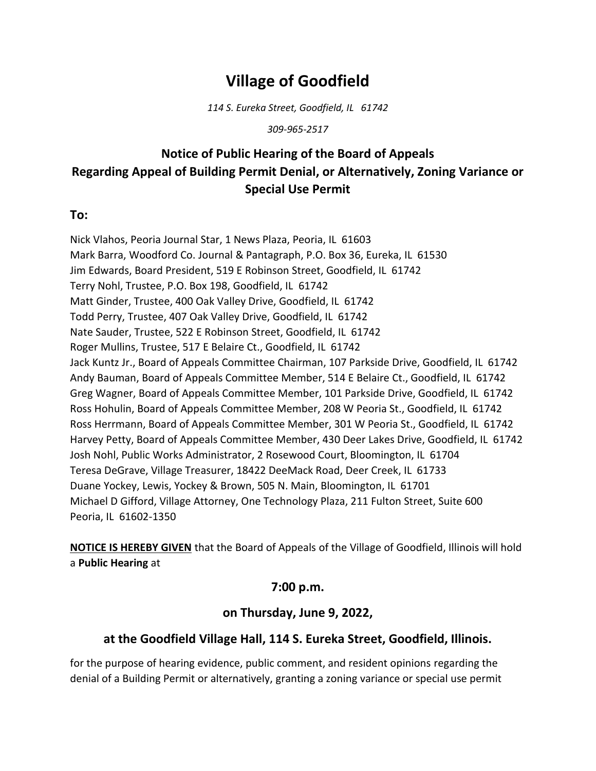# Village of Goodfield

*114 S. Eureka Street, Goodfield, IL 61742*

*309-965-2517*

## Notice of Public Hearing of the Board of Appeals Regarding Appeal of Building Permit Denial, or Alternatively, Zoning Variance or Special Use Permit

### To:

Nick Vlahos, Peoria Journal Star, 1 News Plaza, Peoria, IL 61603
Mark Barra, Woodford Co. Journal & Pantagraph, P.O. Box 36, Eureka, IL 61530
Jim Edwards, Board President, 519 E Robinson Street, Goodfield, IL 61742
Terry Nohl, Trustee, P.O. Box 198, Goodfield, IL 61742
Matt Ginder, Trustee, 400 Oak Valley Drive, Goodfield, IL 61742
Todd Perry, Trustee, 407 Oak Valley Drive, Goodfield, IL 61742
Nate Sauder, Trustee, 522 E Robinson Street, Goodfield, IL 61742
Roger Mullins, Trustee, 517 E Belaire Ct., Goodfield, IL 61742
Jack Kuntz Jr., Board of Appeals Committee Chairman, 107 Parkside Drive, Goodfield, IL 61742
Andy Bauman, Board of Appeals Committee Member, 514 E Belaire Ct., Goodfield, IL 61742
Greg Wagner, Board of Appeals Committee Member, 101 Parkside Drive, Goodfield, IL 61742
Ross Hohulin, Board of Appeals Committee Member, 208 W Peoria St., Goodfield, IL 61742
Ross Herrmann, Board of Appeals Committee Member, 301 W Peoria St., Goodfield, IL 61742
Harvey Petty, Board of Appeals Committee Member, 430 Deer Lakes Drive, Goodfield, IL 61742
Josh Nohl, Public Works Administrator, 2 Rosewood Court, Bloomington, IL 61704
Teresa DeGrave, Village Treasurer, 18422 DeeMack Road, Deer Creek, IL 61733
Duane Yockey, Lewis, Yockey & Brown, 505 N. Main, Bloomington, IL 61701
Michael D Gifford, Village Attorney, One Technology Plaza, 211 Fulton Street, Suite 600
Peoria, IL 61602-1350

**NOTICE IS HEREBY GIVEN** that the Board of Appeals of the Village of Goodfield, Illinois will hold a **Public Hearing** at

**7:00 p.m.**

**on Thursday, June 9, 2022,**

**at the Goodfield Village Hall, 114 S. Eureka Street, Goodfield, Illinois.**

for the purpose of hearing evidence, public comment, and resident opinions regarding the denial of a Building Permit or alternatively, granting a zoning variance or special use permit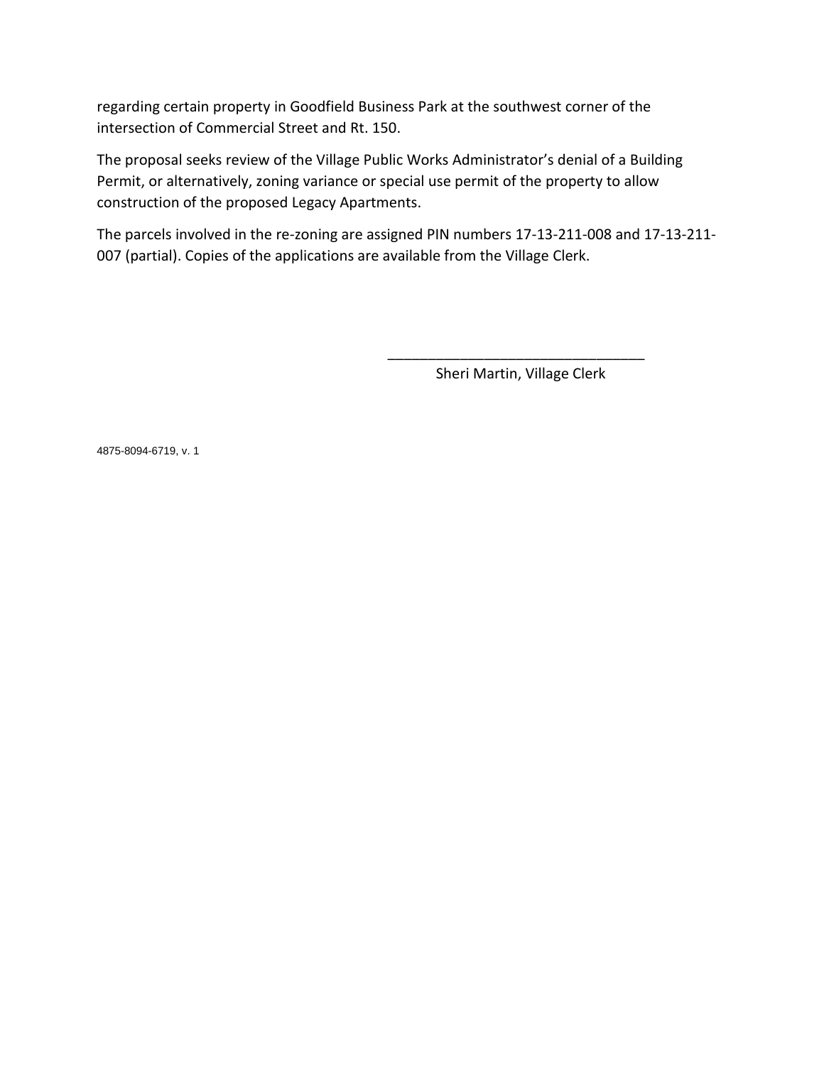regarding certain property in Goodfield Business Park at the southwest corner of the intersection of Commercial Street and Rt. 150.

The proposal seeks review of the Village Public Works Administrator's denial of a Building Permit, or alternatively, zoning variance or special use permit of the property to allow construction of the proposed Legacy Apartments.

The parcels involved in the re-zoning are assigned PIN numbers 17-13-211-008 and 17-13-211-007 (partial). Copies of the applications are available from the Village Clerk.

________________________________
Sheri Martin, Village Clerk

4875-8094-6719, v. 1